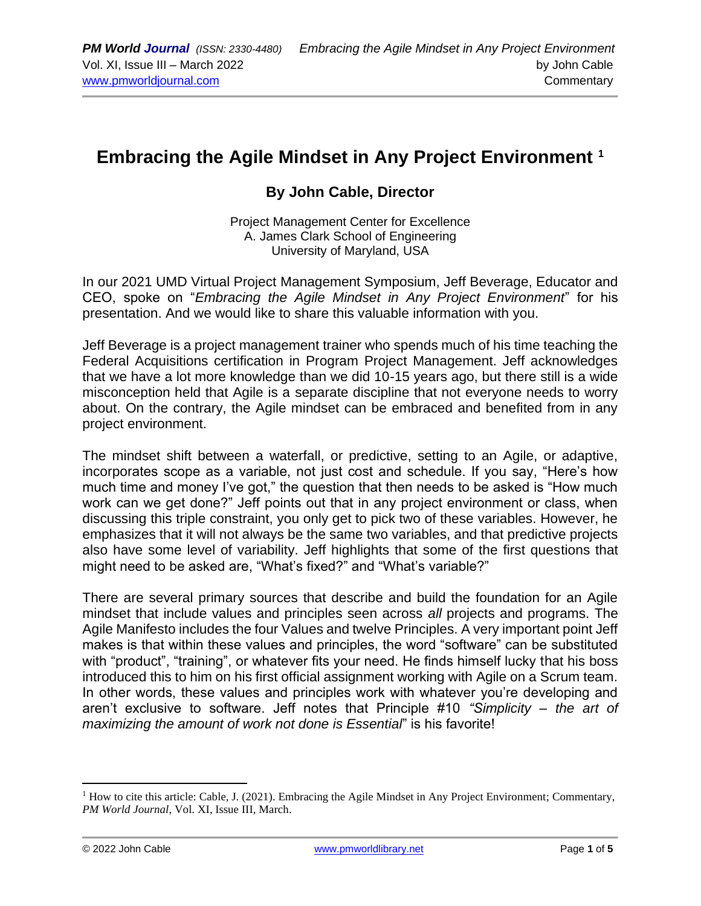# Embracing the Agile Mindset in Any Project Environment [1]

## By John Cable, Director

Project Management Center for Excellence
A. James Clark School of Engineering
University of Maryland, USA

In our 2021 UMD Virtual Project Management Symposium, Jeff Beverage, Educator and CEO, spoke on "*Embracing the Agile Mindset in Any Project Environment*" for his presentation. And we would like to share this valuable information with you.

Jeff Beverage is a project management trainer who spends much of his time teaching the Federal Acquisitions certification in Program Project Management. Jeff acknowledges that we have a lot more knowledge than we did 10-15 years ago, but there still is a wide misconception held that Agile is a separate discipline that not everyone needs to worry about. On the contrary, the Agile mindset can be embraced and benefited from in any project environment.

The mindset shift between a waterfall, or predictive, setting to an Agile, or adaptive, incorporates scope as a variable, not just cost and schedule. If you say, "Here's how much time and money I've got," the question that then needs to be asked is "How much work can we get done?" Jeff points out that in any project environment or class, when discussing this triple constraint, you only get to pick two of these variables. However, he emphasizes that it will not always be the same two variables, and that predictive projects also have some level of variability. Jeff highlights that some of the first questions that might need to be asked are, "What's fixed?" and "What's variable?"

There are several primary sources that describe and build the foundation for an Agile mindset that include values and principles seen across *all* projects and programs. The Agile Manifesto includes the four Values and twelve Principles. A very important point Jeff makes is that within these values and principles, the word "software" can be substituted with "product", "training", or whatever fits your need. He finds himself lucky that his boss introduced this to him on his first official assignment working with Agile on a Scrum team. In other words, these values and principles work with whatever you're developing and aren't exclusive to software. Jeff notes that Principle #10 *"Simplicity – the art of maximizing the amount of work not done is Essential*" is his favorite!

---

[1] How to cite this article: Cable, J. (2021). Embracing the Agile Mindset in Any Project Environment; Commentary, *PM World Journal*, Vol. XI, Issue III, March.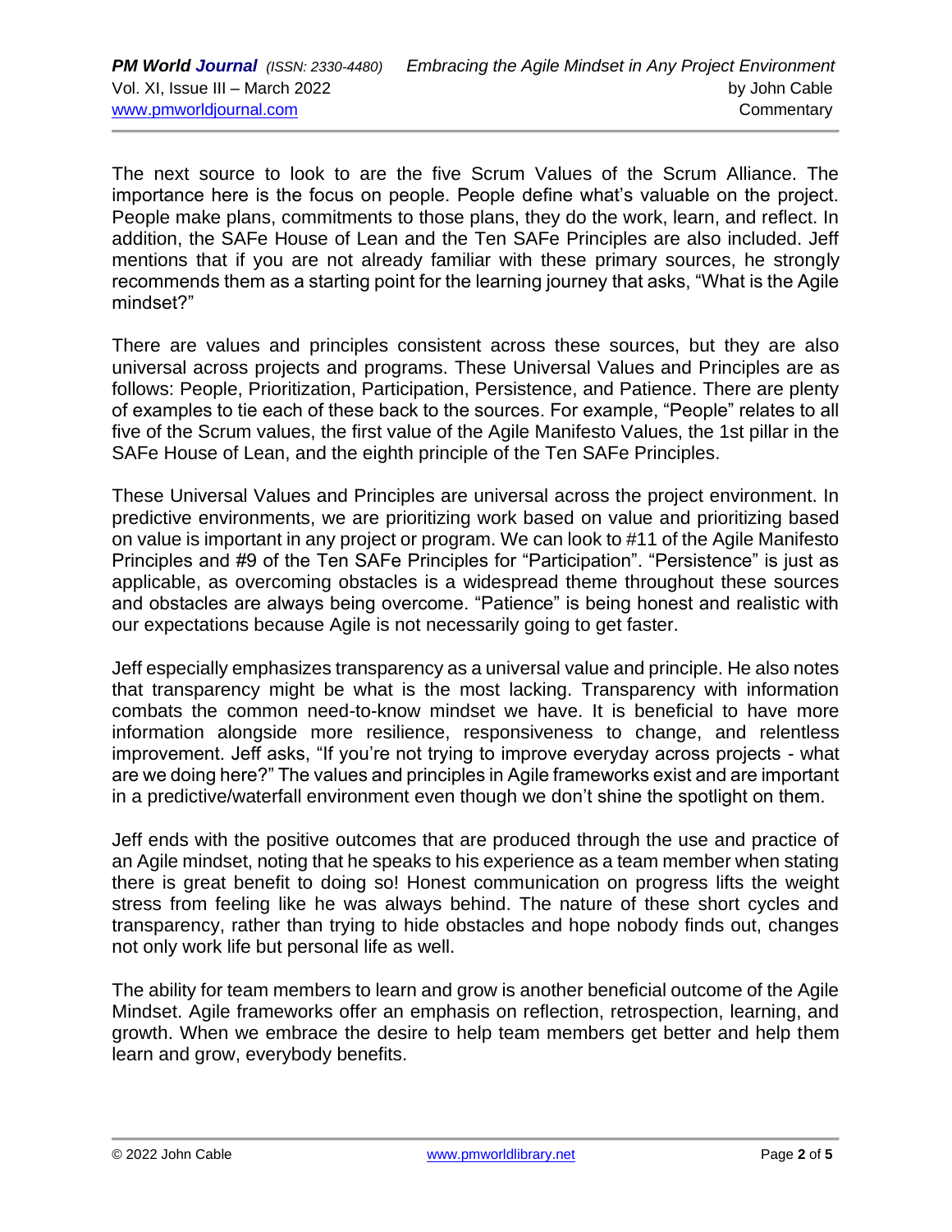The next source to look to are the five Scrum Values of the Scrum Alliance. The importance here is the focus on people. People define what's valuable on the project. People make plans, commitments to those plans, they do the work, learn, and reflect. In addition, the SAFe House of Lean and the Ten SAFe Principles are also included. Jeff mentions that if you are not already familiar with these primary sources, he strongly recommends them as a starting point for the learning journey that asks, "What is the Agile mindset?"

There are values and principles consistent across these sources, but they are also universal across projects and programs. These Universal Values and Principles are as follows: People, Prioritization, Participation, Persistence, and Patience. There are plenty of examples to tie each of these back to the sources. For example, "People" relates to all five of the Scrum values, the first value of the Agile Manifesto Values, the 1st pillar in the SAFe House of Lean, and the eighth principle of the Ten SAFe Principles.

These Universal Values and Principles are universal across the project environment. In predictive environments, we are prioritizing work based on value and prioritizing based on value is important in any project or program. We can look to #11 of the Agile Manifesto Principles and #9 of the Ten SAFe Principles for "Participation". "Persistence" is just as applicable, as overcoming obstacles is a widespread theme throughout these sources and obstacles are always being overcome. "Patience" is being honest and realistic with our expectations because Agile is not necessarily going to get faster.

Jeff especially emphasizes transparency as a universal value and principle. He also notes that transparency might be what is the most lacking. Transparency with information combats the common need-to-know mindset we have. It is beneficial to have more information alongside more resilience, responsiveness to change, and relentless improvement. Jeff asks, "If you're not trying to improve everyday across projects - what are we doing here?" The values and principles in Agile frameworks exist and are important in a predictive/waterfall environment even though we don't shine the spotlight on them.

Jeff ends with the positive outcomes that are produced through the use and practice of an Agile mindset, noting that he speaks to his experience as a team member when stating there is great benefit to doing so! Honest communication on progress lifts the weight stress from feeling like he was always behind. The nature of these short cycles and transparency, rather than trying to hide obstacles and hope nobody finds out, changes not only work life but personal life as well.

The ability for team members to learn and grow is another beneficial outcome of the Agile Mindset. Agile frameworks offer an emphasis on reflection, retrospection, learning, and growth. When we embrace the desire to help team members get better and help them learn and grow, everybody benefits.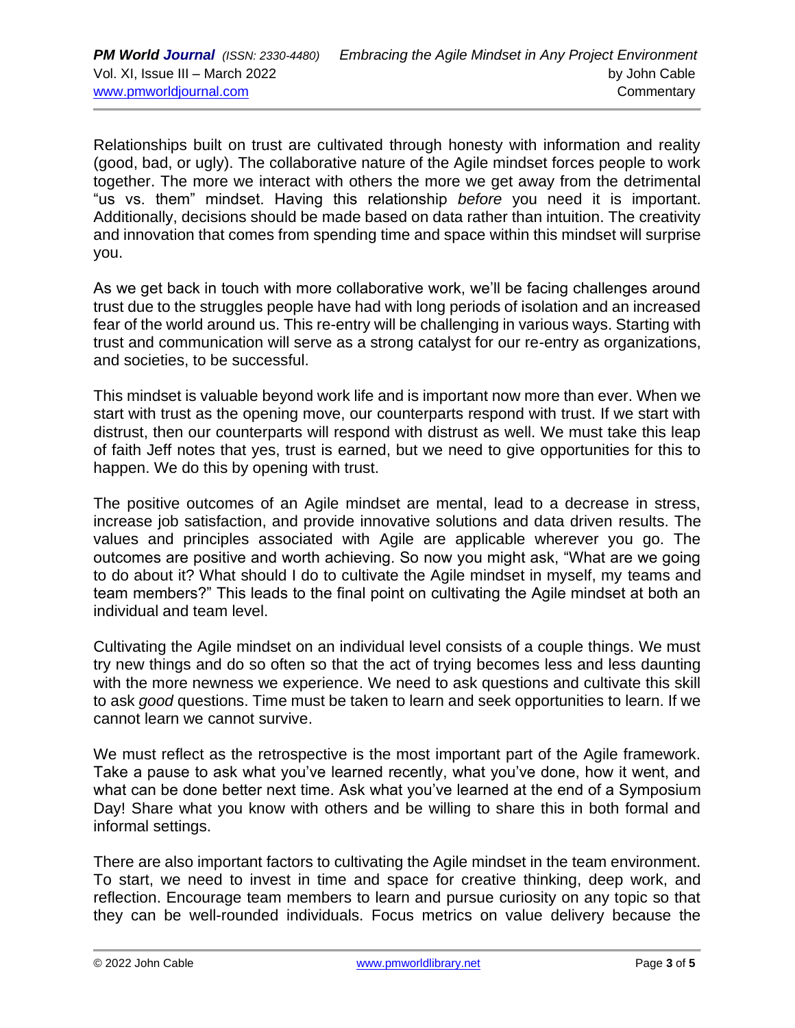Relationships built on trust are cultivated through honesty with information and reality (good, bad, or ugly). The collaborative nature of the Agile mindset forces people to work together. The more we interact with others the more we get away from the detrimental "us vs. them" mindset. Having this relationship *before* you need it is important. Additionally, decisions should be made based on data rather than intuition. The creativity and innovation that comes from spending time and space within this mindset will surprise you.

As we get back in touch with more collaborative work, we'll be facing challenges around trust due to the struggles people have had with long periods of isolation and an increased fear of the world around us. This re-entry will be challenging in various ways. Starting with trust and communication will serve as a strong catalyst for our re-entry as organizations, and societies, to be successful.

This mindset is valuable beyond work life and is important now more than ever. When we start with trust as the opening move, our counterparts respond with trust. If we start with distrust, then our counterparts will respond with distrust as well. We must take this leap of faith Jeff notes that yes, trust is earned, but we need to give opportunities for this to happen. We do this by opening with trust.

The positive outcomes of an Agile mindset are mental, lead to a decrease in stress, increase job satisfaction, and provide innovative solutions and data driven results. The values and principles associated with Agile are applicable wherever you go. The outcomes are positive and worth achieving. So now you might ask, "What are we going to do about it? What should I do to cultivate the Agile mindset in myself, my teams and team members?" This leads to the final point on cultivating the Agile mindset at both an individual and team level.

Cultivating the Agile mindset on an individual level consists of a couple things. We must try new things and do so often so that the act of trying becomes less and less daunting with the more newness we experience. We need to ask questions and cultivate this skill to ask *good* questions. Time must be taken to learn and seek opportunities to learn. If we cannot learn we cannot survive.

We must reflect as the retrospective is the most important part of the Agile framework. Take a pause to ask what you've learned recently, what you've done, how it went, and what can be done better next time. Ask what you've learned at the end of a Symposium Day! Share what you know with others and be willing to share this in both formal and informal settings.

There are also important factors to cultivating the Agile mindset in the team environment. To start, we need to invest in time and space for creative thinking, deep work, and reflection. Encourage team members to learn and pursue curiosity on any topic so that they can be well-rounded individuals. Focus metrics on value delivery because the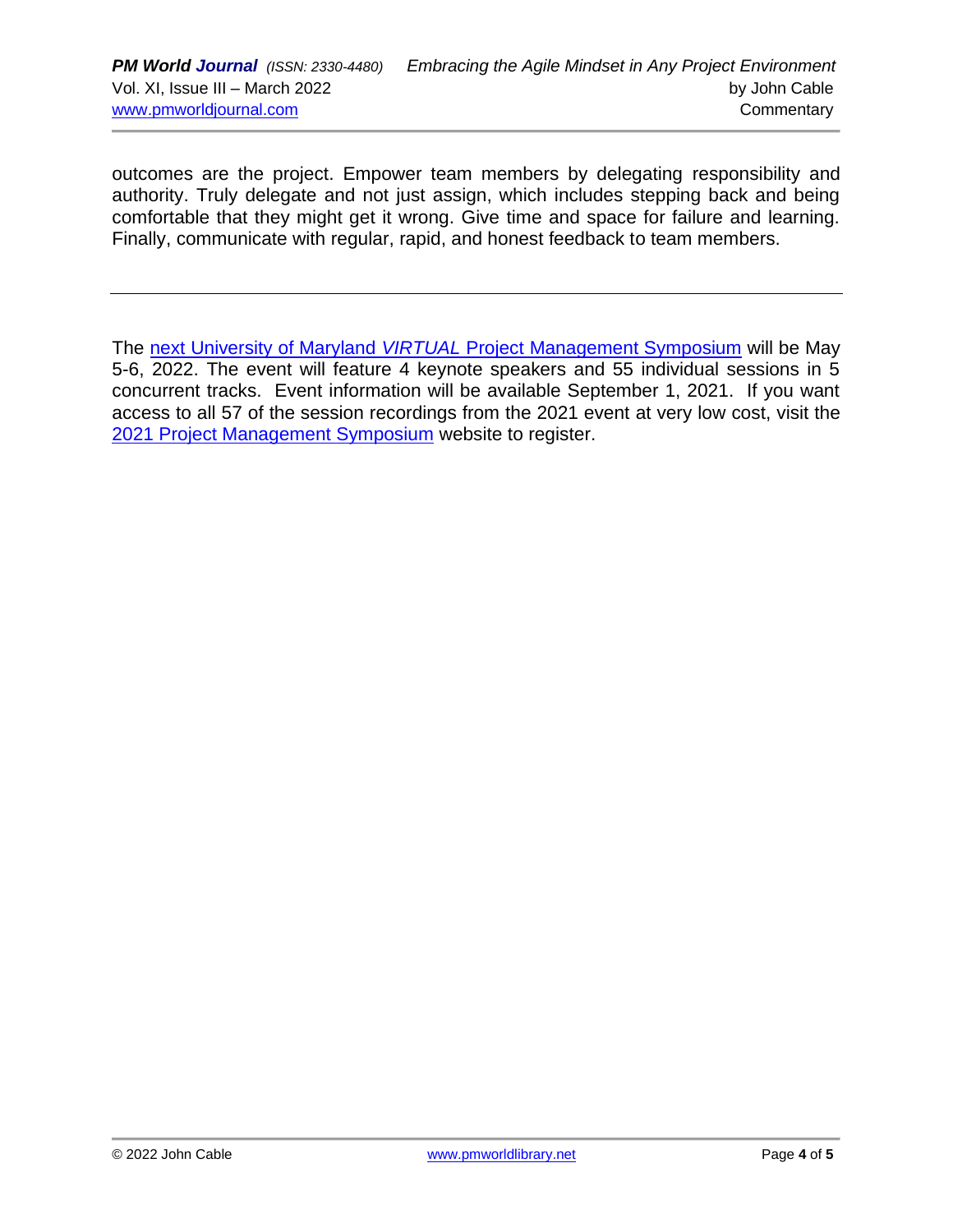outcomes are the project. Empower team members by delegating responsibility and authority. Truly delegate and not just assign, which includes stepping back and being comfortable that they might get it wrong. Give time and space for failure and learning. Finally, communicate with regular, rapid, and honest feedback to team members.

---

The next University of Maryland *VIRTUAL* Project Management Symposium will be May 5-6, 2022. The event will feature 4 keynote speakers and 55 individual sessions in 5 concurrent tracks. Event information will be available September 1, 2021. If you want access to all 57 of the session recordings from the 2021 event at very low cost, visit the 2021 Project Management Symposium website to register.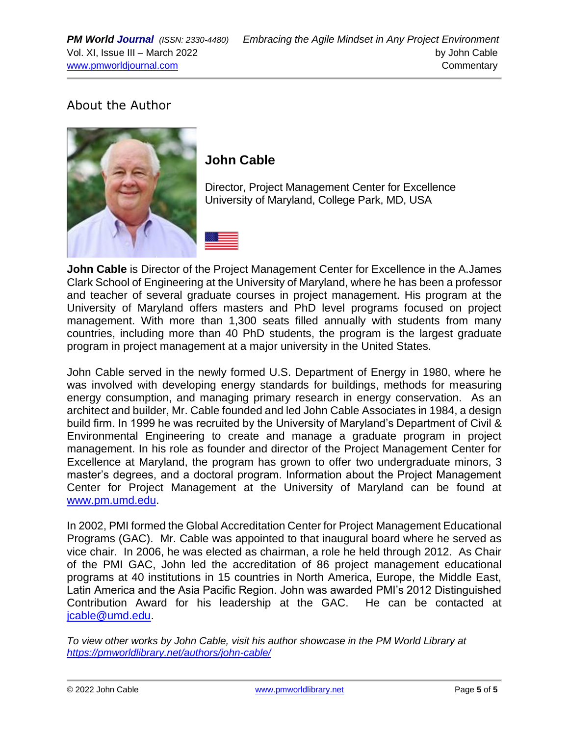## About the Author

### John Cable

Director, Project Management Center for Excellence
University of Maryland, College Park, MD, USA

**John Cable** is Director of the Project Management Center for Excellence in the A.James Clark School of Engineering at the University of Maryland, where he has been a professor and teacher of several graduate courses in project management. His program at the University of Maryland offers masters and PhD level programs focused on project management. With more than 1,300 seats filled annually with students from many countries, including more than 40 PhD students, the program is the largest graduate program in project management at a major university in the United States.

John Cable served in the newly formed U.S. Department of Energy in 1980, where he was involved with developing energy standards for buildings, methods for measuring energy consumption, and managing primary research in energy conservation. As an architect and builder, Mr. Cable founded and led John Cable Associates in 1984, a design build firm. In 1999 he was recruited by the University of Maryland's Department of Civil & Environmental Engineering to create and manage a graduate program in project management. In his role as founder and director of the Project Management Center for Excellence at Maryland, the program has grown to offer two undergraduate minors, 3 master's degrees, and a doctoral program. Information about the Project Management Center for Project Management at the University of Maryland can be found at [www.pm.umd.edu](http://www.pm.umd.edu).

In 2002, PMI formed the Global Accreditation Center for Project Management Educational Programs (GAC). Mr. Cable was appointed to that inaugural board where he served as vice chair. In 2006, he was elected as chairman, a role he held through 2012. As Chair of the PMI GAC, John led the accreditation of 86 project management educational programs at 40 institutions in 15 countries in North America, Europe, the Middle East, Latin America and the Asia Pacific Region. John was awarded PMI's 2012 Distinguished Contribution Award for his leadership at the GAC. He can be contacted at [jcable@umd.edu](mailto:jcable@umd.edu).

*To view other works by John Cable, visit his author showcase in the PM World Library at [https://pmworldlibrary.net/authors/john-cable/](https://pmworldlibrary.net/authors/john-cable/)*